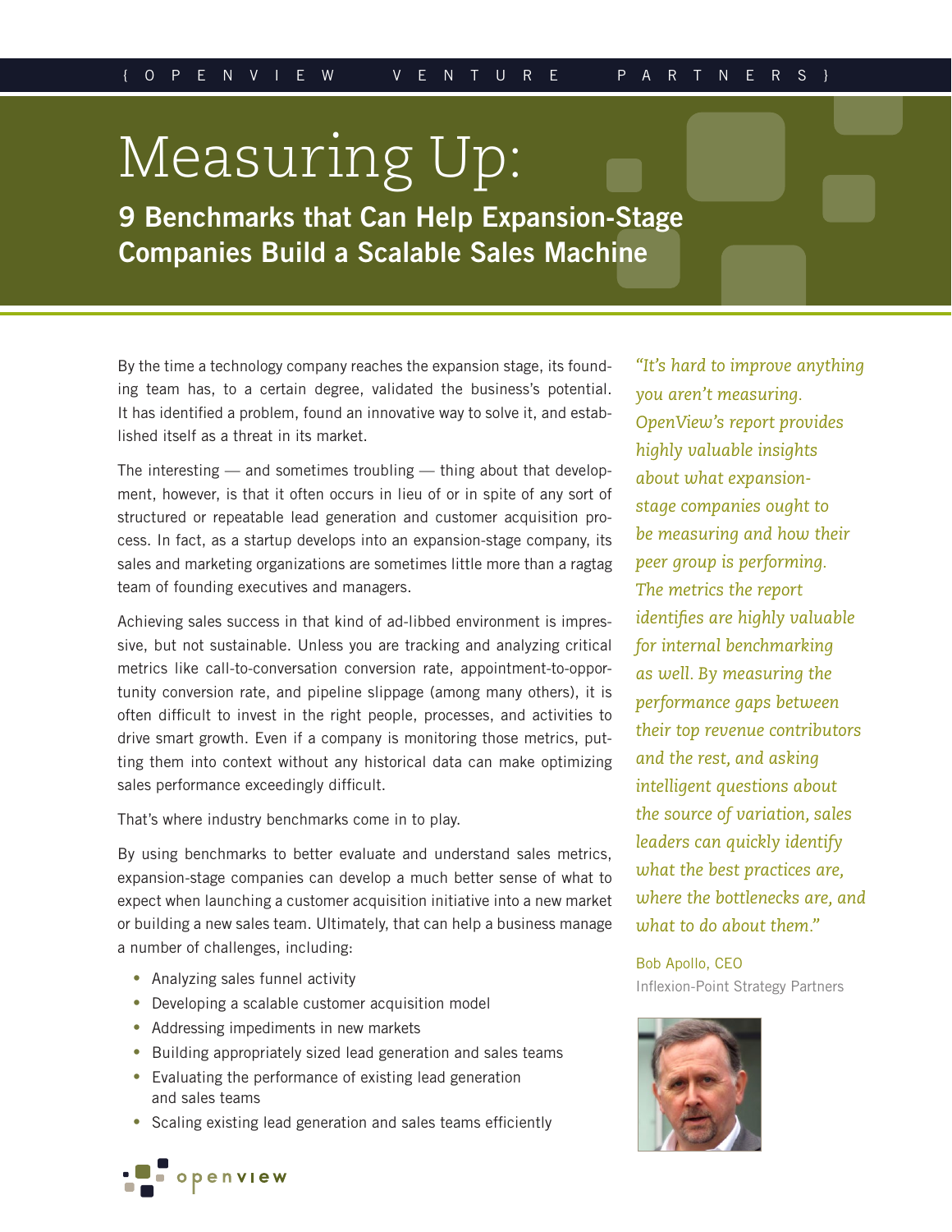# Measuring Up:

## 9 Benchmarks that Can Help Expansion-Stage Companies Build a Scalable Sales Machine

By the time a technology company reaches the expansion stage, its founding team has, to a certain degree, validated the business's potential. It has identified a problem, found an innovative way to solve it, and established itself as a threat in its market.

The interesting — and sometimes troubling — thing about that development, however, is that it often occurs in lieu of or in spite of any sort of structured or repeatable lead generation and customer acquisition process. In fact, as a startup develops into an expansion-stage company, its sales and marketing organizations are sometimes little more than a ragtag team of founding executives and managers.

Achieving sales success in that kind of ad-libbed environment is impressive, but not sustainable. Unless you are tracking and analyzing critical metrics like call-to-conversation conversion rate, appointment-to-opportunity conversion rate, and pipeline slippage (among many others), it is often difficult to invest in the right people, processes, and activities to drive smart growth. Even if a company is monitoring those metrics, putting them into context without any historical data can make optimizing sales performance exceedingly difficult.

That's where industry benchmarks come in to play.

By using benchmarks to better evaluate and understand sales metrics, expansion-stage companies can develop a much better sense of what to expect when launching a customer acquisition initiative into a new market or building a new sales team. Ultimately, that can help a business manage a number of challenges, including:

- Analyzing sales funnel activity
- Developing a scalable customer acquisition model
- Addressing impediments in new markets
- Building appropriately sized lead generation and sales teams
- Evaluating the performance of existing lead generation and sales teams
- Scaling existing lead generation and sales teams efficiently

*"It's hard to improve anything you aren't measuring. OpenView's report provides highly valuable insights about what expansion-stage companies ought to be measuring and how their peer group is performing. The metrics the report identifies are highly valuable for internal benchmarking as well. By measuring the performance gaps between their top revenue contributors and the rest, and asking intelligent questions about the source of variation, sales leaders can quickly identify what the best practices are, where the bottlenecks are, and what to do about them."*

Bob Apollo, CEO
Inflexion-Point Strategy Partners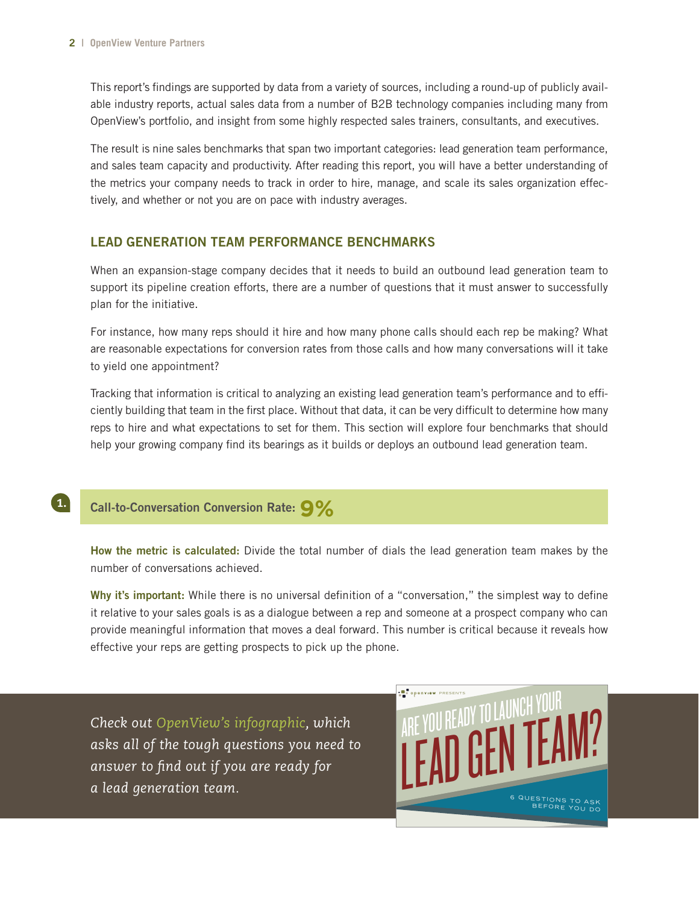This report's findings are supported by data from a variety of sources, including a round-up of publicly available industry reports, actual sales data from a number of B2B technology companies including many from OpenView's portfolio, and insight from some highly respected sales trainers, consultants, and executives.

The result is nine sales benchmarks that span two important categories: lead generation team performance, and sales team capacity and productivity. After reading this report, you will have a better understanding of the metrics your company needs to track in order to hire, manage, and scale its sales organization effectively, and whether or not you are on pace with industry averages.

## LEAD GENERATION TEAM PERFORMANCE BENCHMARKS

When an expansion-stage company decides that it needs to build an outbound lead generation team to support its pipeline creation efforts, there are a number of questions that it must answer to successfully plan for the initiative.

For instance, how many reps should it hire and how many phone calls should each rep be making? What are reasonable expectations for conversion rates from those calls and how many conversations will it take to yield one appointment?

Tracking that information is critical to analyzing an existing lead generation team's performance and to efficiently building that team in the first place. Without that data, it can be very difficult to determine how many reps to hire and what expectations to set for them. This section will explore four benchmarks that should help your growing company find its bearings as it builds or deploys an outbound lead generation team.

### 1. Call-to-Conversation Conversion Rate: 9%

**How the metric is calculated:** Divide the total number of dials the lead generation team makes by the number of conversations achieved.

**Why it's important:** While there is no universal definition of a "conversation," the simplest way to define it relative to your sales goals is as a dialogue between a rep and someone at a prospect company who can provide meaningful information that moves a deal forward. This number is critical because it reveals how effective your reps are getting prospects to pick up the phone.

*Check out OpenView's infographic, which asks all of the tough questions you need to answer to find out if you are ready for a lead generation team.*

openview PRESENTS

ARE YOU READY TO LAUNCH YOUR LEAD GEN TEAM?

6 QUESTIONS TO ASK BEFORE YOU DO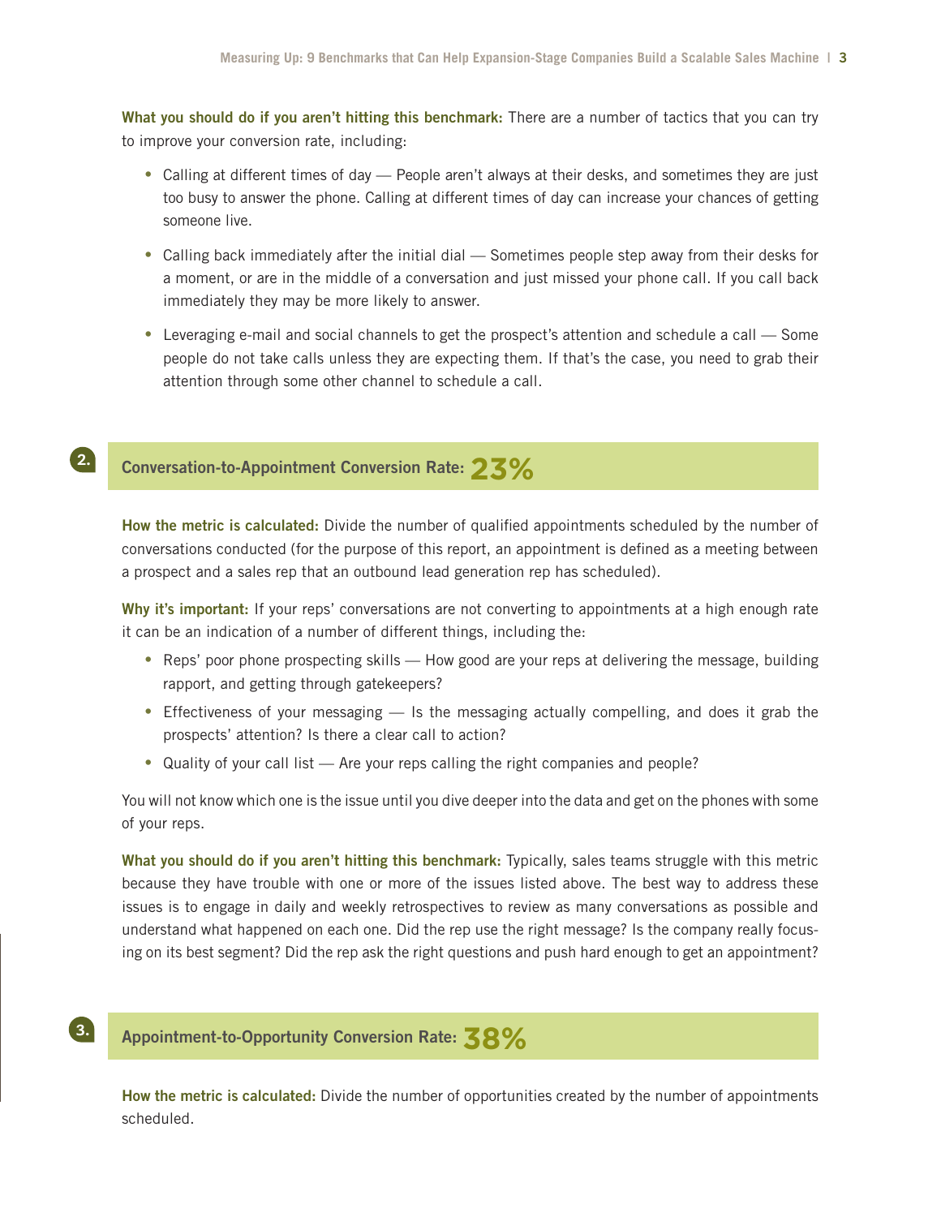**What you should do if you aren't hitting this benchmark:** There are a number of tactics that you can try to improve your conversion rate, including:

- Calling at different times of day — People aren't always at their desks, and sometimes they are just too busy to answer the phone. Calling at different times of day can increase your chances of getting someone live.
- Calling back immediately after the initial dial — Sometimes people step away from their desks for a moment, or are in the middle of a conversation and just missed your phone call. If you call back immediately they may be more likely to answer.
- Leveraging e-mail and social channels to get the prospect's attention and schedule a call — Some people do not take calls unless they are expecting them. If that's the case, you need to grab their attention through some other channel to schedule a call.

## 2. Conversation-to-Appointment Conversion Rate: 23%

**How the metric is calculated:** Divide the number of qualified appointments scheduled by the number of conversations conducted (for the purpose of this report, an appointment is defined as a meeting between a prospect and a sales rep that an outbound lead generation rep has scheduled).

**Why it's important:** If your reps' conversations are not converting to appointments at a high enough rate it can be an indication of a number of different things, including the:

- Reps' poor phone prospecting skills — How good are your reps at delivering the message, building rapport, and getting through gatekeepers?
- Effectiveness of your messaging — Is the messaging actually compelling, and does it grab the prospects' attention? Is there a clear call to action?
- Quality of your call list — Are your reps calling the right companies and people?

You will not know which one is the issue until you dive deeper into the data and get on the phones with some of your reps.

**What you should do if you aren't hitting this benchmark:** Typically, sales teams struggle with this metric because they have trouble with one or more of the issues listed above. The best way to address these issues is to engage in daily and weekly retrospectives to review as many conversations as possible and understand what happened on each one. Did the rep use the right message? Is the company really focusing on its best segment? Did the rep ask the right questions and push hard enough to get an appointment?

## 3. Appointment-to-Opportunity Conversion Rate: 38%

**How the metric is calculated:** Divide the number of opportunities created by the number of appointments scheduled.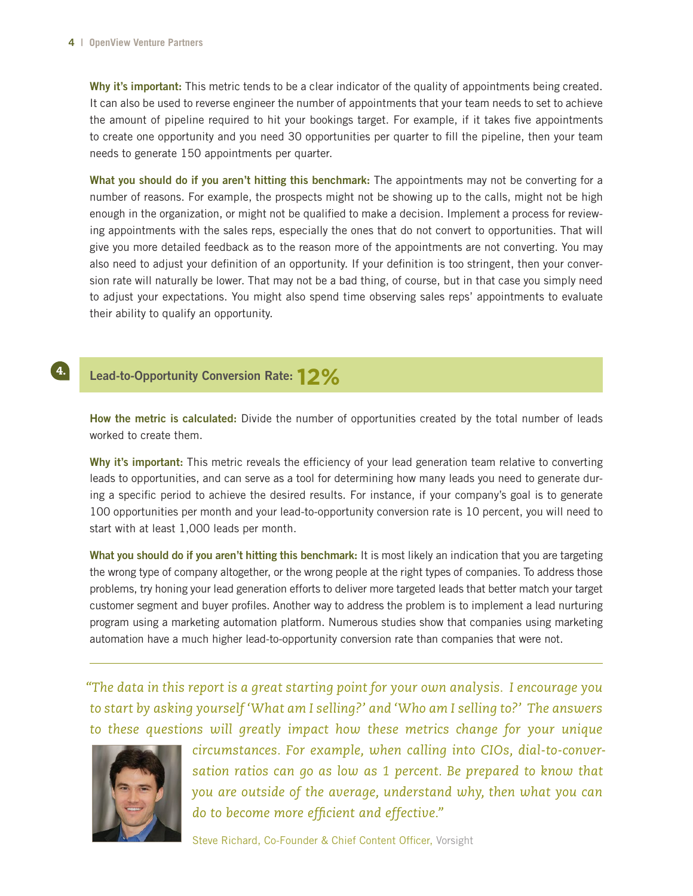**Why it's important:** This metric tends to be a clear indicator of the quality of appointments being created. It can also be used to reverse engineer the number of appointments that your team needs to set to achieve the amount of pipeline required to hit your bookings target. For example, if it takes five appointments to create one opportunity and you need 30 opportunities per quarter to fill the pipeline, then your team needs to generate 150 appointments per quarter.

**What you should do if you aren't hitting this benchmark:** The appointments may not be converting for a number of reasons. For example, the prospects might not be showing up to the calls, might not be high enough in the organization, or might not be qualified to make a decision. Implement a process for reviewing appointments with the sales reps, especially the ones that do not convert to opportunities. That will give you more detailed feedback as to the reason more of the appointments are not converting. You may also need to adjust your definition of an opportunity. If your definition is too stringent, then your conversion rate will naturally be lower. That may not be a bad thing, of course, but in that case you simply need to adjust your expectations. You might also spend time observing sales reps' appointments to evaluate their ability to qualify an opportunity.

## 4. Lead-to-Opportunity Conversion Rate: 12%

**How the metric is calculated:** Divide the number of opportunities created by the total number of leads worked to create them.

**Why it's important:** This metric reveals the efficiency of your lead generation team relative to converting leads to opportunities, and can serve as a tool for determining how many leads you need to generate during a specific period to achieve the desired results. For instance, if your company's goal is to generate 100 opportunities per month and your lead-to-opportunity conversion rate is 10 percent, you will need to start with at least 1,000 leads per month.

**What you should do if you aren't hitting this benchmark:** It is most likely an indication that you are targeting the wrong type of company altogether, or the wrong people at the right types of companies. To address those problems, try honing your lead generation efforts to deliver more targeted leads that better match your target customer segment and buyer profiles. Another way to address the problem is to implement a lead nurturing program using a marketing automation platform. Numerous studies show that companies using marketing automation have a much higher lead-to-opportunity conversion rate than companies that were not.

---

*"The data in this report is a great starting point for your own analysis. I encourage you to start by asking yourself 'What am I selling?' and 'Who am I selling to?' The answers to these questions will greatly impact how these metrics change for your unique circumstances. For example, when calling into CIOs, dial-to-conversation ratios can go as low as 1 percent. Be prepared to know that you are outside of the average, understand why, then what you can do to become more efficient and effective."*

Steve Richard, Co-Founder & Chief Content Officer, Vorsight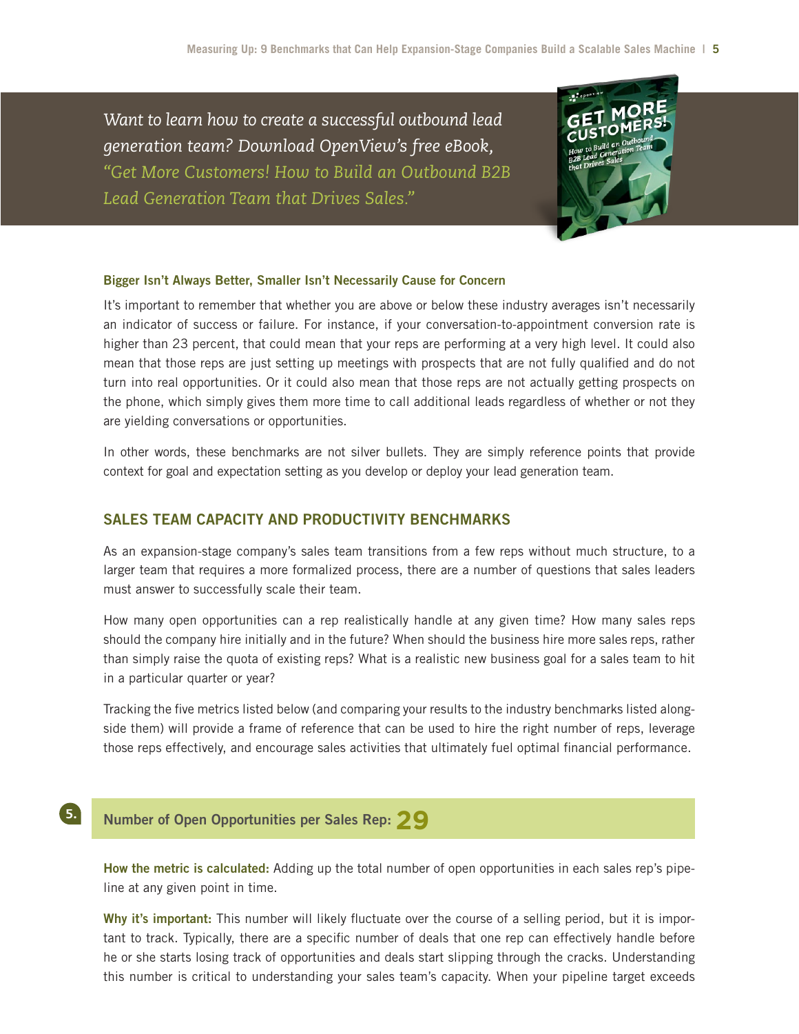*Want to learn how to create a successful outbound lead generation team? Download OpenView's free eBook, "Get More Customers! How to Build an Outbound B2B Lead Generation Team that Drives Sales."*

**Bigger Isn't Always Better, Smaller Isn't Necessarily Cause for Concern**

It's important to remember that whether you are above or below these industry averages isn't necessarily an indicator of success or failure. For instance, if your conversation-to-appointment conversion rate is higher than 23 percent, that could mean that your reps are performing at a very high level. It could also mean that those reps are just setting up meetings with prospects that are not fully qualified and do not turn into real opportunities. Or it could also mean that those reps are not actually getting prospects on the phone, which simply gives them more time to call additional leads regardless of whether or not they are yielding conversations or opportunities.

In other words, these benchmarks are not silver bullets. They are simply reference points that provide context for goal and expectation setting as you develop or deploy your lead generation team.

## SALES TEAM CAPACITY AND PRODUCTIVITY BENCHMARKS

As an expansion-stage company's sales team transitions from a few reps without much structure, to a larger team that requires a more formalized process, there are a number of questions that sales leaders must answer to successfully scale their team.

How many open opportunities can a rep realistically handle at any given time? How many sales reps should the company hire initially and in the future? When should the business hire more sales reps, rather than simply raise the quota of existing reps? What is a realistic new business goal for a sales team to hit in a particular quarter or year?

Tracking the five metrics listed below (and comparing your results to the industry benchmarks listed alongside them) will provide a frame of reference that can be used to hire the right number of reps, leverage those reps effectively, and encourage sales activities that ultimately fuel optimal financial performance.

### 5. Number of Open Opportunities per Sales Rep: 29

**How the metric is calculated:** Adding up the total number of open opportunities in each sales rep's pipeline at any given point in time.

**Why it's important:** This number will likely fluctuate over the course of a selling period, but it is important to track. Typically, there are a specific number of deals that one rep can effectively handle before he or she starts losing track of opportunities and deals start slipping through the cracks. Understanding this number is critical to understanding your sales team's capacity. When your pipeline target exceeds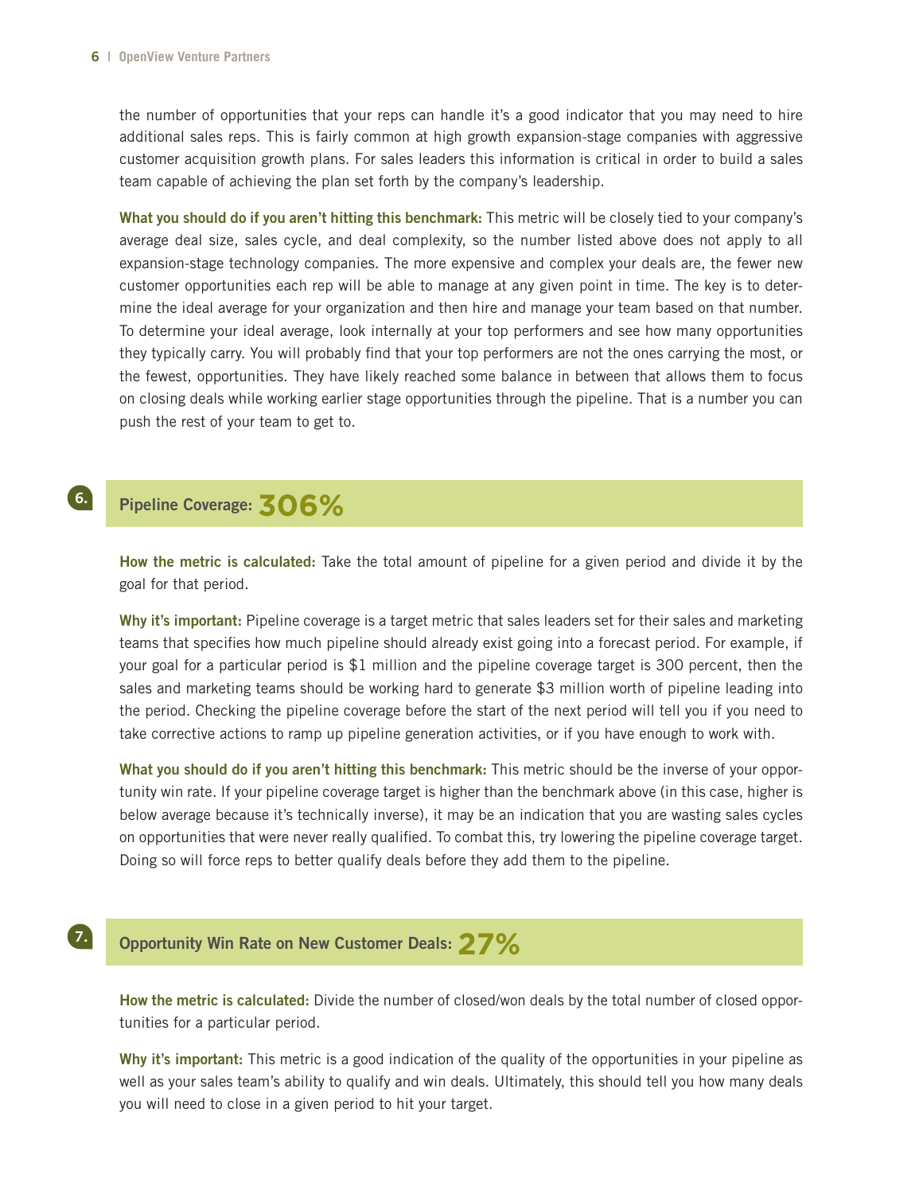the number of opportunities that your reps can handle it's a good indicator that you may need to hire additional sales reps. This is fairly common at high growth expansion-stage companies with aggressive customer acquisition growth plans. For sales leaders this information is critical in order to build a sales team capable of achieving the plan set forth by the company's leadership.

**What you should do if you aren't hitting this benchmark:** This metric will be closely tied to your company's average deal size, sales cycle, and deal complexity, so the number listed above does not apply to all expansion-stage technology companies. The more expensive and complex your deals are, the fewer new customer opportunities each rep will be able to manage at any given point in time. The key is to determine the ideal average for your organization and then hire and manage your team based on that number. To determine your ideal average, look internally at your top performers and see how many opportunities they typically carry. You will probably find that your top performers are not the ones carrying the most, or the fewest, opportunities. They have likely reached some balance in between that allows them to focus on closing deals while working earlier stage opportunities through the pipeline. That is a number you can push the rest of your team to get to.

## 6. Pipeline Coverage: 306%

**How the metric is calculated:** Take the total amount of pipeline for a given period and divide it by the goal for that period.

**Why it's important:** Pipeline coverage is a target metric that sales leaders set for their sales and marketing teams that specifies how much pipeline should already exist going into a forecast period. For example, if your goal for a particular period is $1 million and the pipeline coverage target is 300 percent, then the sales and marketing teams should be working hard to generate $3 million worth of pipeline leading into the period. Checking the pipeline coverage before the start of the next period will tell you if you need to take corrective actions to ramp up pipeline generation activities, or if you have enough to work with.

**What you should do if you aren't hitting this benchmark:** This metric should be the inverse of your opportunity win rate. If your pipeline coverage target is higher than the benchmark above (in this case, higher is below average because it's technically inverse), it may be an indication that you are wasting sales cycles on opportunities that were never really qualified. To combat this, try lowering the pipeline coverage target. Doing so will force reps to better qualify deals before they add them to the pipeline.

## 7. Opportunity Win Rate on New Customer Deals: 27%

**How the metric is calculated:** Divide the number of closed/won deals by the total number of closed opportunities for a particular period.

**Why it's important:** This metric is a good indication of the quality of the opportunities in your pipeline as well as your sales team's ability to qualify and win deals. Ultimately, this should tell you how many deals you will need to close in a given period to hit your target.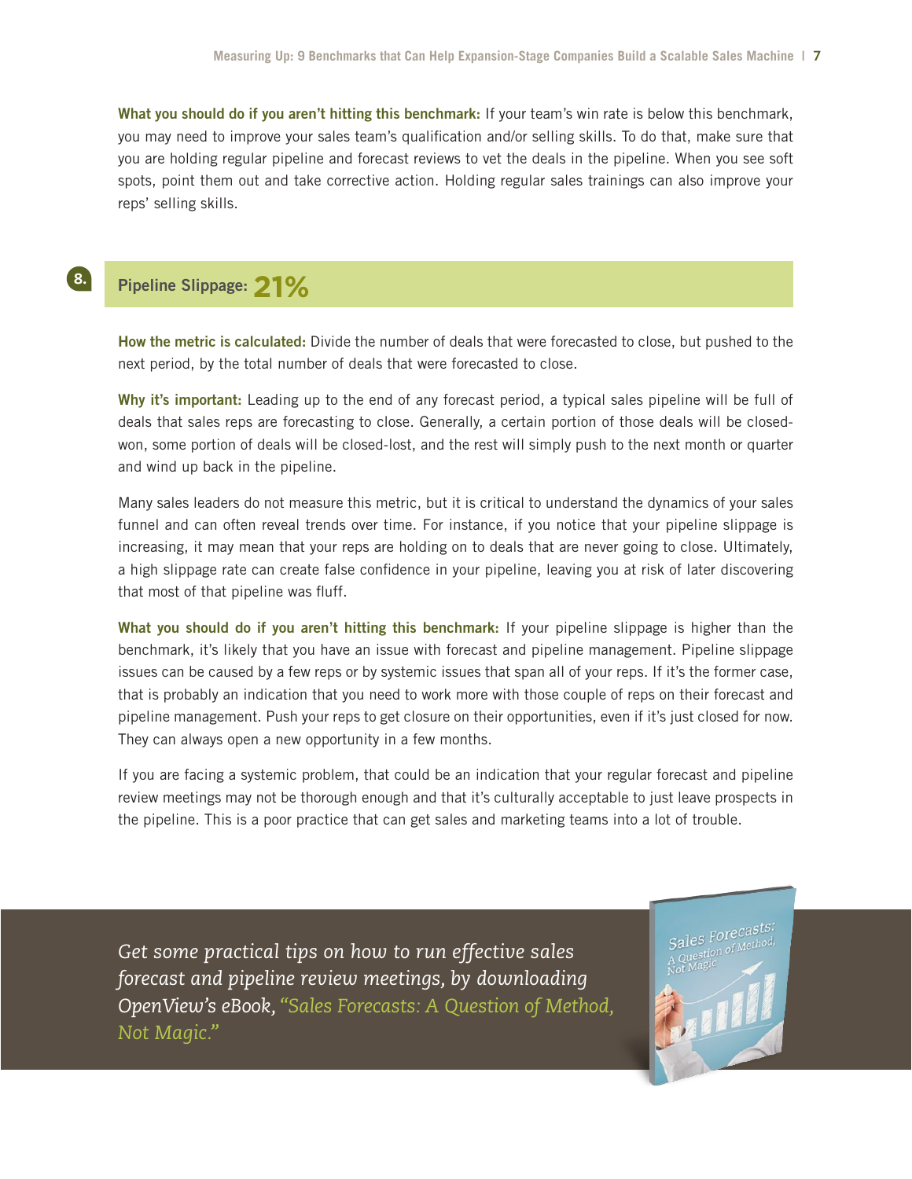**What you should do if you aren't hitting this benchmark:** If your team's win rate is below this benchmark, you may need to improve your sales team's qualification and/or selling skills. To do that, make sure that you are holding regular pipeline and forecast reviews to vet the deals in the pipeline. When you see soft spots, point them out and take corrective action. Holding regular sales trainings can also improve your reps' selling skills.

## 8. Pipeline Slippage: 21%

**How the metric is calculated:** Divide the number of deals that were forecasted to close, but pushed to the next period, by the total number of deals that were forecasted to close.

**Why it's important:** Leading up to the end of any forecast period, a typical sales pipeline will be full of deals that sales reps are forecasting to close. Generally, a certain portion of those deals will be closed-won, some portion of deals will be closed-lost, and the rest will simply push to the next month or quarter and wind up back in the pipeline.

Many sales leaders do not measure this metric, but it is critical to understand the dynamics of your sales funnel and can often reveal trends over time. For instance, if you notice that your pipeline slippage is increasing, it may mean that your reps are holding on to deals that are never going to close. Ultimately, a high slippage rate can create false confidence in your pipeline, leaving you at risk of later discovering that most of that pipeline was fluff.

**What you should do if you aren't hitting this benchmark:** If your pipeline slippage is higher than the benchmark, it's likely that you have an issue with forecast and pipeline management. Pipeline slippage issues can be caused by a few reps or by systemic issues that span all of your reps. If it's the former case, that is probably an indication that you need to work more with those couple of reps on their forecast and pipeline management. Push your reps to get closure on their opportunities, even if it's just closed for now. They can always open a new opportunity in a few months.

If you are facing a systemic problem, that could be an indication that your regular forecast and pipeline review meetings may not be thorough enough and that it's culturally acceptable to just leave prospects in the pipeline. This is a poor practice that can get sales and marketing teams into a lot of trouble.

*Get some practical tips on how to run effective sales forecast and pipeline review meetings, by downloading OpenView's eBook, "Sales Forecasts: A Question of Method, Not Magic."*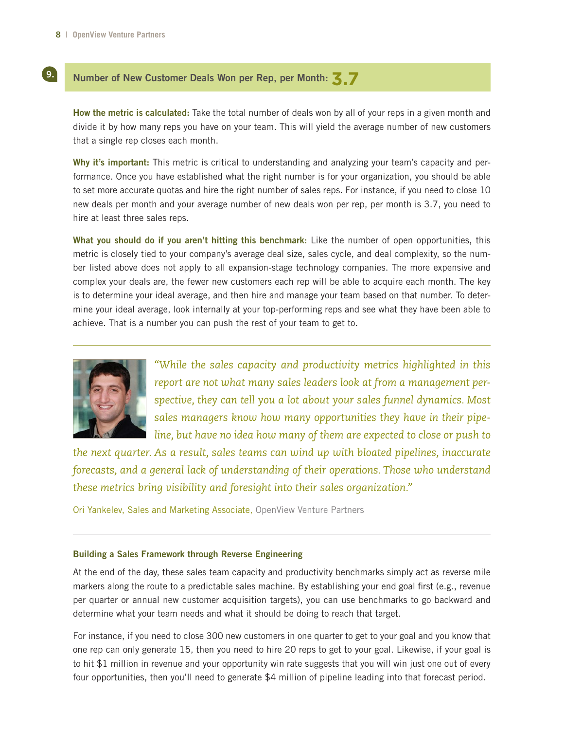## 9. Number of New Customer Deals Won per Rep, per Month: 3.7

**How the metric is calculated:** Take the total number of deals won by all of your reps in a given month and divide it by how many reps you have on your team. This will yield the average number of new customers that a single rep closes each month.

**Why it's important:** This metric is critical to understanding and analyzing your team's capacity and performance. Once you have established what the right number is for your organization, you should be able to set more accurate quotas and hire the right number of sales reps. For instance, if you need to close 10 new deals per month and your average number of new deals won per rep, per month is 3.7, you need to hire at least three sales reps.

**What you should do if you aren't hitting this benchmark:** Like the number of open opportunities, this metric is closely tied to your company's average deal size, sales cycle, and deal complexity, so the number listed above does not apply to all expansion-stage technology companies. The more expensive and complex your deals are, the fewer new customers each rep will be able to acquire each month. The key is to determine your ideal average, and then hire and manage your team based on that number. To determine your ideal average, look internally at your top-performing reps and see what they have been able to achieve. That is a number you can push the rest of your team to get to.

---

*"While the sales capacity and productivity metrics highlighted in this report are not what many sales leaders look at from a management perspective, they can tell you a lot about your sales funnel dynamics. Most sales managers know how many opportunities they have in their pipeline, but have no idea how many of them are expected to close or push to the next quarter. As a result, sales teams can wind up with bloated pipelines, inaccurate forecasts, and a general lack of understanding of their operations. Those who understand these metrics bring visibility and foresight into their sales organization."*

Ori Yankelev, Sales and Marketing Associate, OpenView Venture Partners

---

### Building a Sales Framework through Reverse Engineering

At the end of the day, these sales team capacity and productivity benchmarks simply act as reverse mile markers along the route to a predictable sales machine. By establishing your end goal first (e.g., revenue per quarter or annual new customer acquisition targets), you can use benchmarks to go backward and determine what your team needs and what it should be doing to reach that target.

For instance, if you need to close 300 new customers in one quarter to get to your goal and you know that one rep can only generate 15, then you need to hire 20 reps to get to your goal. Likewise, if your goal is to hit $1 million in revenue and your opportunity win rate suggests that you will win just one out of every four opportunities, then you'll need to generate $4 million of pipeline leading into that forecast period.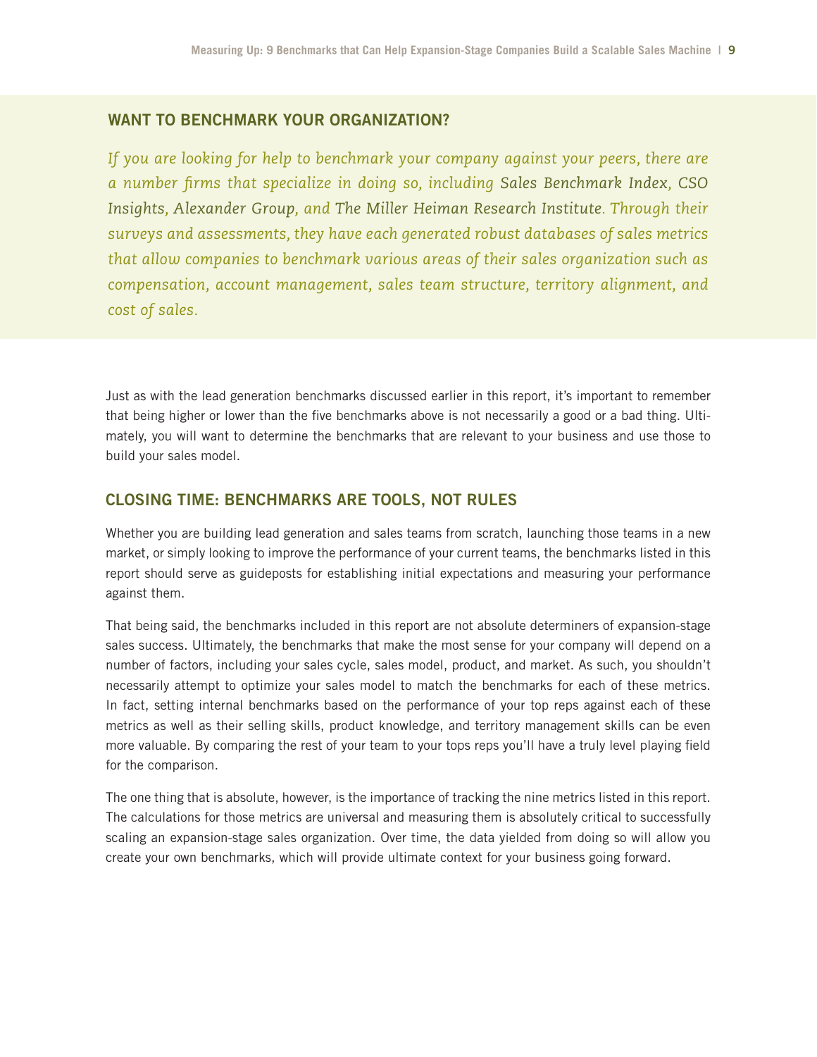## WANT TO BENCHMARK YOUR ORGANIZATION?

*If you are looking for help to benchmark your company against your peers, there are a number firms that specialize in doing so, including* Sales Benchmark Index, CSO Insights, Alexander Group, *and* The Miller Heiman Research Institute. *Through their surveys and assessments, they have each generated robust databases of sales metrics that allow companies to benchmark various areas of their sales organization such as compensation, account management, sales team structure, territory alignment, and cost of sales.*

Just as with the lead generation benchmarks discussed earlier in this report, it's important to remember that being higher or lower than the five benchmarks above is not necessarily a good or a bad thing. Ultimately, you will want to determine the benchmarks that are relevant to your business and use those to build your sales model.

## CLOSING TIME: BENCHMARKS ARE TOOLS, NOT RULES

Whether you are building lead generation and sales teams from scratch, launching those teams in a new market, or simply looking to improve the performance of your current teams, the benchmarks listed in this report should serve as guideposts for establishing initial expectations and measuring your performance against them.

That being said, the benchmarks included in this report are not absolute determiners of expansion-stage sales success. Ultimately, the benchmarks that make the most sense for your company will depend on a number of factors, including your sales cycle, sales model, product, and market. As such, you shouldn't necessarily attempt to optimize your sales model to match the benchmarks for each of these metrics. In fact, setting internal benchmarks based on the performance of your top reps against each of these metrics as well as their selling skills, product knowledge, and territory management skills can be even more valuable. By comparing the rest of your team to your tops reps you'll have a truly level playing field for the comparison.

The one thing that is absolute, however, is the importance of tracking the nine metrics listed in this report. The calculations for those metrics are universal and measuring them is absolutely critical to successfully scaling an expansion-stage sales organization. Over time, the data yielded from doing so will allow you create your own benchmarks, which will provide ultimate context for your business going forward.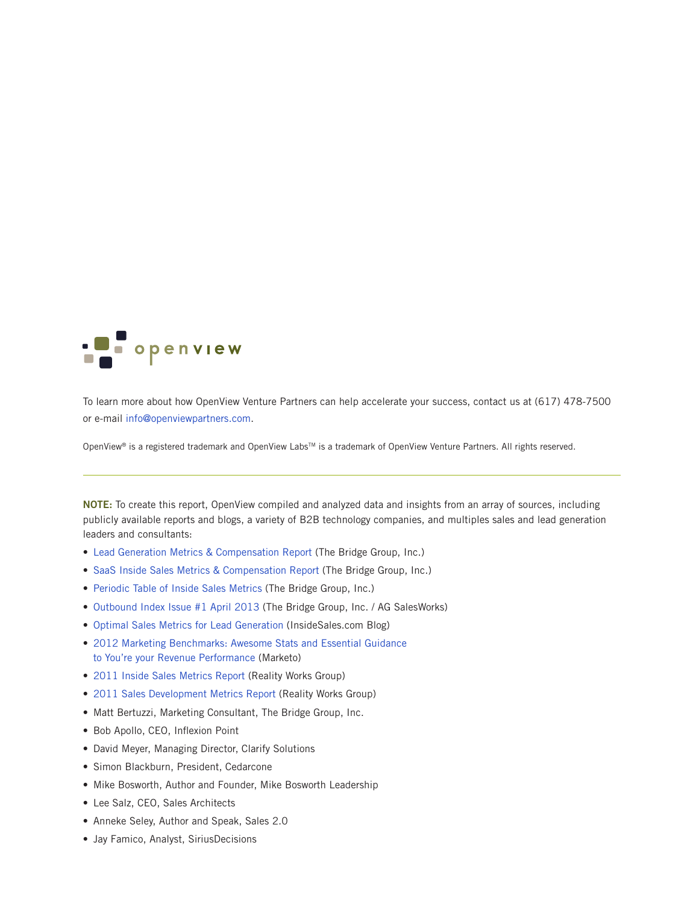openview

To learn more about how OpenView Venture Partners can help accelerate your success, contact us at (617) 478-7500 or e-mail info@openviewpartners.com.

OpenView® is a registered trademark and OpenView Labs™ is a trademark of OpenView Venture Partners. All rights reserved.

---

**NOTE:** To create this report, OpenView compiled and analyzed data and insights from an array of sources, including publicly available reports and blogs, a variety of B2B technology companies, and multiples sales and lead generation leaders and consultants:

- Lead Generation Metrics & Compensation Report (The Bridge Group, Inc.)
- SaaS Inside Sales Metrics & Compensation Report (The Bridge Group, Inc.)
- Periodic Table of Inside Sales Metrics (The Bridge Group, Inc.)
- Outbound Index Issue #1 April 2013 (The Bridge Group, Inc. / AG SalesWorks)
- Optimal Sales Metrics for Lead Generation (InsideSales.com Blog)
- 2012 Marketing Benchmarks: Awesome Stats and Essential Guidance to You're your Revenue Performance (Marketo)
- 2011 Inside Sales Metrics Report (Reality Works Group)
- 2011 Sales Development Metrics Report (Reality Works Group)
- Matt Bertuzzi, Marketing Consultant, The Bridge Group, Inc.
- Bob Apollo, CEO, Inflexion Point
- David Meyer, Managing Director, Clarify Solutions
- Simon Blackburn, President, Cedarcone
- Mike Bosworth, Author and Founder, Mike Bosworth Leadership
- Lee Salz, CEO, Sales Architects
- Anneke Seley, Author and Speak, Sales 2.0
- Jay Famico, Analyst, SiriusDecisions